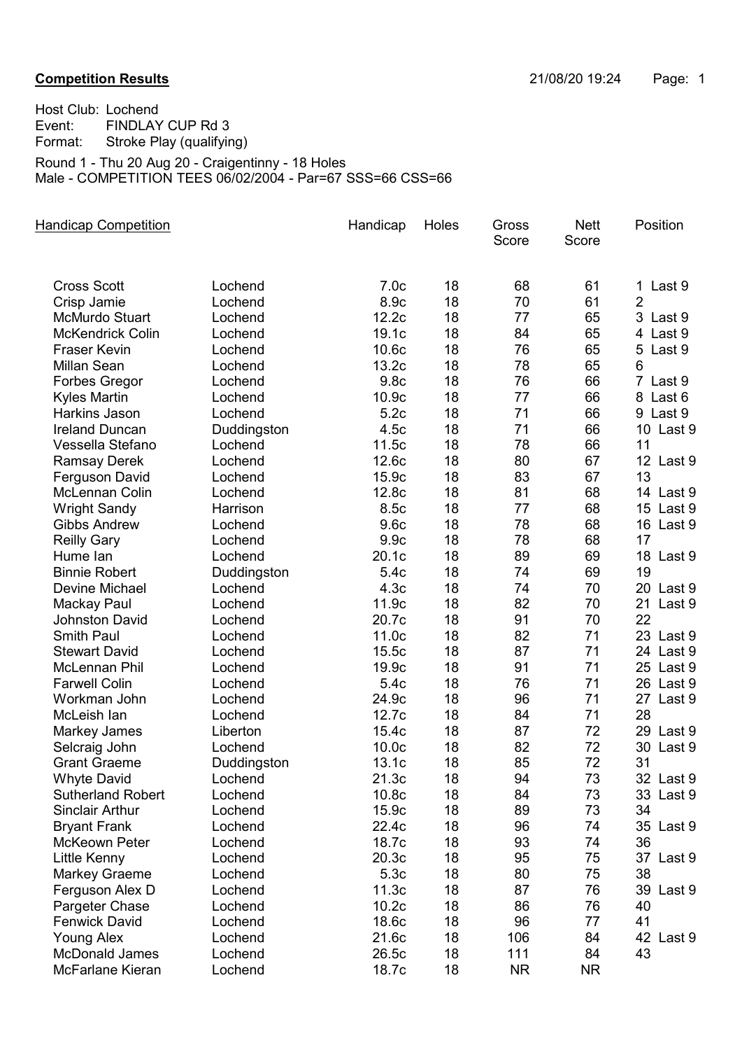**Competition Results** 21/08/20 19:24

Host Club: Lochend
Event: FINDLAY CUP Rd 3
Format: Stroke Play (qualifying)

Round 1 - Thu 20 Aug 20 - Craigentinny - 18 Holes
Male - COMPETITION TEES 06/02/2004 - Par=67 SSS=66 CSS=66

| Handicap Competition | | Handicap | Holes | Gross Score | Nett Score | Position |
|---|---|---|---|---|---|---|
| Cross Scott | Lochend | 7.0c | 18 | 68 | 61 | 1 Last 9 |
| Crisp Jamie | Lochend | 8.9c | 18 | 70 | 61 | 2 |
| McMurdo Stuart | Lochend | 12.2c | 18 | 77 | 65 | 3 Last 9 |
| McKendrick Colin | Lochend | 19.1c | 18 | 84 | 65 | 4 Last 9 |
| Fraser Kevin | Lochend | 10.6c | 18 | 76 | 65 | 5 Last 9 |
| Millan Sean | Lochend | 13.2c | 18 | 78 | 65 | 6 |
| Forbes Gregor | Lochend | 9.8c | 18 | 76 | 66 | 7 Last 9 |
| Kyles Martin | Lochend | 10.9c | 18 | 77 | 66 | 8 Last 6 |
| Harkins Jason | Lochend | 5.2c | 18 | 71 | 66 | 9 Last 9 |
| Ireland Duncan | Duddingston | 4.5c | 18 | 71 | 66 | 10 Last 9 |
| Vessella Stefano | Lochend | 11.5c | 18 | 78 | 66 | 11 |
| Ramsay Derek | Lochend | 12.6c | 18 | 80 | 67 | 12 Last 9 |
| Ferguson David | Lochend | 15.9c | 18 | 83 | 67 | 13 |
| McLennan Colin | Lochend | 12.8c | 18 | 81 | 68 | 14 Last 9 |
| Wright Sandy | Harrison | 8.5c | 18 | 77 | 68 | 15 Last 9 |
| Gibbs Andrew | Lochend | 9.6c | 18 | 78 | 68 | 16 Last 9 |
| Reilly Gary | Lochend | 9.9c | 18 | 78 | 68 | 17 |
| Hume Ian | Lochend | 20.1c | 18 | 89 | 69 | 18 Last 9 |
| Binnie Robert | Duddingston | 5.4c | 18 | 74 | 69 | 19 |
| Devine Michael | Lochend | 4.3c | 18 | 74 | 70 | 20 Last 9 |
| Mackay Paul | Lochend | 11.9c | 18 | 82 | 70 | 21 Last 9 |
| Johnston David | Lochend | 20.7c | 18 | 91 | 70 | 22 |
| Smith Paul | Lochend | 11.0c | 18 | 82 | 71 | 23 Last 9 |
| Stewart David | Lochend | 15.5c | 18 | 87 | 71 | 24 Last 9 |
| McLennan Phil | Lochend | 19.9c | 18 | 91 | 71 | 25 Last 9 |
| Farwell Colin | Lochend | 5.4c | 18 | 76 | 71 | 26 Last 9 |
| Workman John | Lochend | 24.9c | 18 | 96 | 71 | 27 Last 9 |
| McLeish Ian | Lochend | 12.7c | 18 | 84 | 71 | 28 |
| Markey James | Liberton | 15.4c | 18 | 87 | 72 | 29 Last 9 |
| Selcraig John | Lochend | 10.0c | 18 | 82 | 72 | 30 Last 9 |
| Grant Graeme | Duddingston | 13.1c | 18 | 85 | 72 | 31 |
| Whyte David | Lochend | 21.3c | 18 | 94 | 73 | 32 Last 9 |
| Sutherland Robert | Lochend | 10.8c | 18 | 84 | 73 | 33 Last 9 |
| Sinclair Arthur | Lochend | 15.9c | 18 | 89 | 73 | 34 |
| Bryant Frank | Lochend | 22.4c | 18 | 96 | 74 | 35 Last 9 |
| McKeown Peter | Lochend | 18.7c | 18 | 93 | 74 | 36 |
| Little Kenny | Lochend | 20.3c | 18 | 95 | 75 | 37 Last 9 |
| Markey Graeme | Lochend | 5.3c | 18 | 80 | 75 | 38 |
| Ferguson Alex D | Lochend | 11.3c | 18 | 87 | 76 | 39 Last 9 |
| Pargeter Chase | Lochend | 10.2c | 18 | 86 | 76 | 40 |
| Fenwick David | Lochend | 18.6c | 18 | 96 | 77 | 41 |
| Young Alex | Lochend | 21.6c | 18 | 106 | 84 | 42 Last 9 |
| McDonald James | Lochend | 26.5c | 18 | 111 | 84 | 43 |
| McFarlane Kieran | Lochend | 18.7c | 18 | NR | NR | |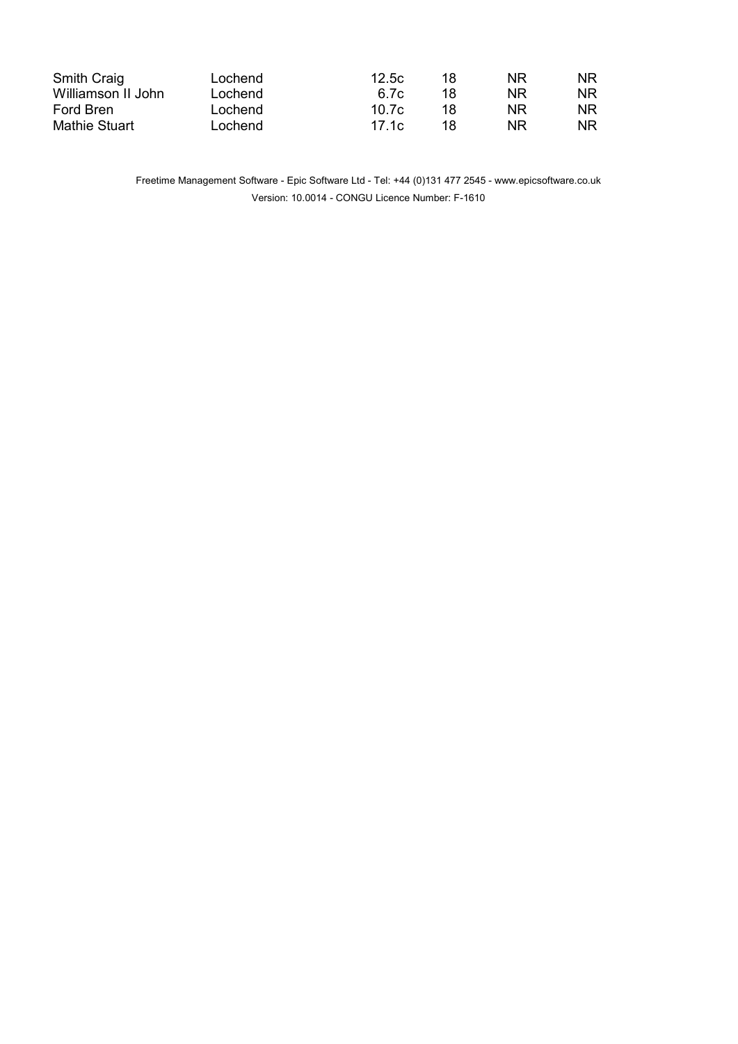| | | | | | |
|---|---|---|---|---|---|
| Smith Craig | Lochend | 12.5c | 18 | NR | NR |
| Williamson II John | Lochend | 6.7c | 18 | NR | NR |
| Ford Bren | Lochend | 10.7c | 18 | NR | NR |
| Mathie Stuart | Lochend | 17.1c | 18 | NR | NR |

Freetime Management Software - Epic Software Ltd - Tel: +44 (0)131 477 2545 - www.epicsoftware.co.uk

Version: 10.0014 - CONGU Licence Number: F-1610